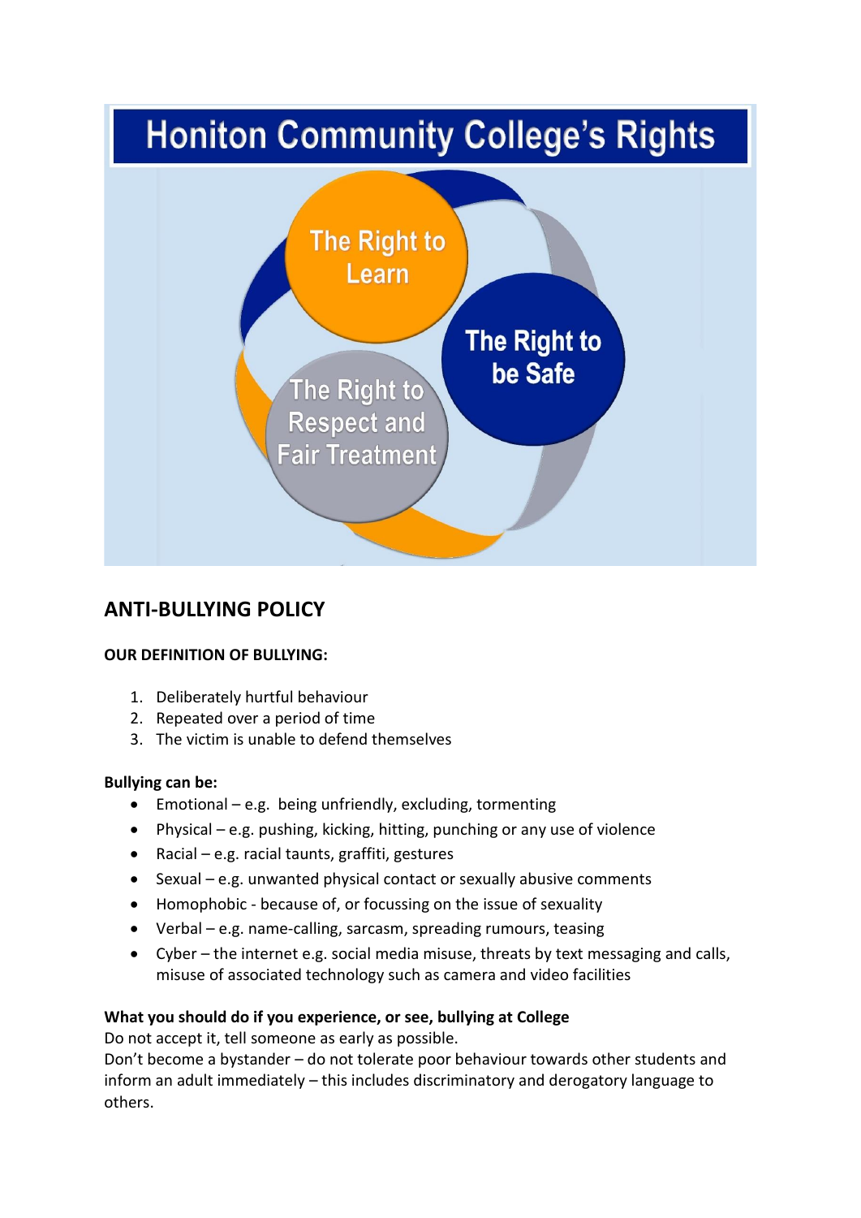# Honiton Community College's Rights

The Right to Learn

The Right to be Safe

The Right to Respect and Fair Treatment

## ANTI-BULLYING POLICY

**OUR DEFINITION OF BULLYING:**

1. Deliberately hurtful behaviour
2. Repeated over a period of time
3. The victim is unable to defend themselves

**Bullying can be:**

- Emotional – e.g. being unfriendly, excluding, tormenting
- Physical – e.g. pushing, kicking, hitting, punching or any use of violence
- Racial – e.g. racial taunts, graffiti, gestures
- Sexual – e.g. unwanted physical contact or sexually abusive comments
- Homophobic - because of, or focussing on the issue of sexuality
- Verbal – e.g. name-calling, sarcasm, spreading rumours, teasing
- Cyber – the internet e.g. social media misuse, threats by text messaging and calls, misuse of associated technology such as camera and video facilities

**What you should do if you experience, or see, bullying at College**

Do not accept it, tell someone as early as possible.

Don't become a bystander – do not tolerate poor behaviour towards other students and inform an adult immediately – this includes discriminatory and derogatory language to others.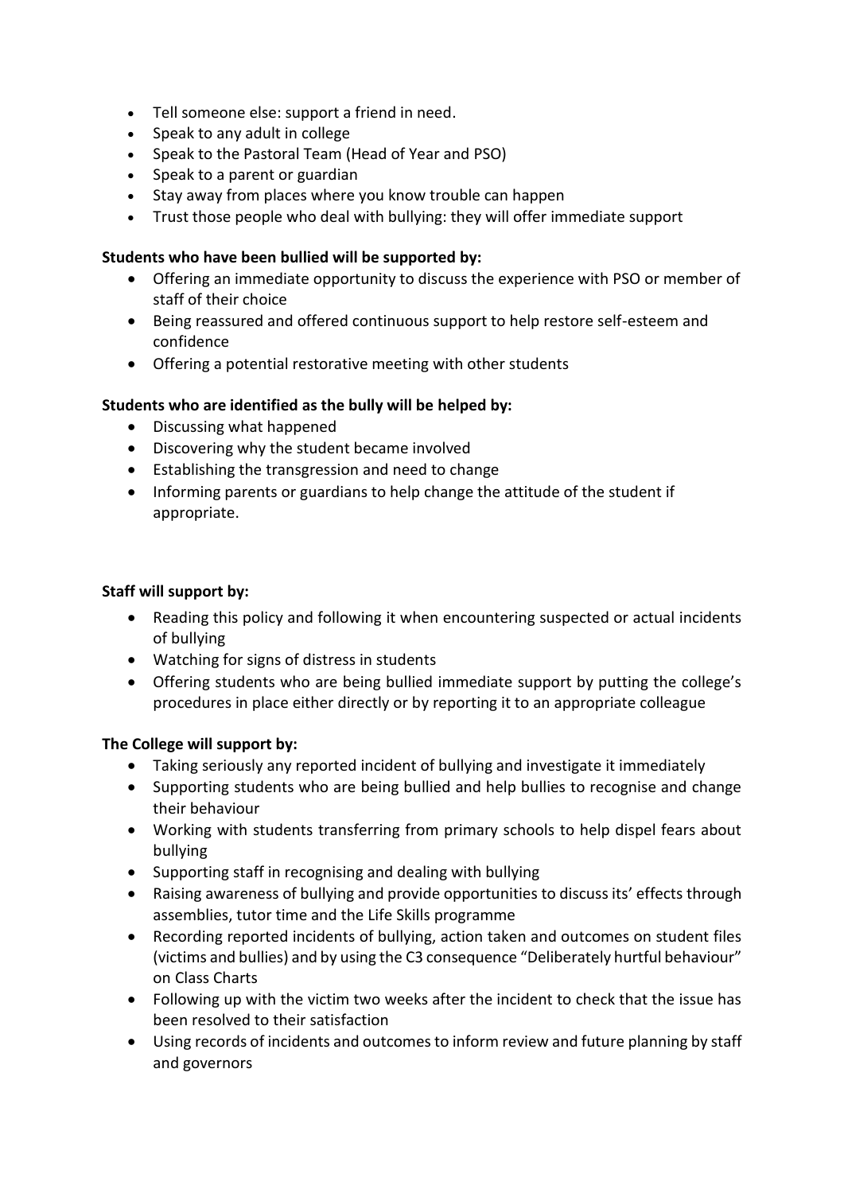- Tell someone else: support a friend in need.
- Speak to any adult in college
- Speak to the Pastoral Team (Head of Year and PSO)
- Speak to a parent or guardian
- Stay away from places where you know trouble can happen
- Trust those people who deal with bullying: they will offer immediate support

**Students who have been bullied will be supported by:**

- Offering an immediate opportunity to discuss the experience with PSO or member of staff of their choice
- Being reassured and offered continuous support to help restore self-esteem and confidence
- Offering a potential restorative meeting with other students

**Students who are identified as the bully will be helped by:**

- Discussing what happened
- Discovering why the student became involved
- Establishing the transgression and need to change
- Informing parents or guardians to help change the attitude of the student if appropriate.

**Staff will support by:**

- Reading this policy and following it when encountering suspected or actual incidents of bullying
- Watching for signs of distress in students
- Offering students who are being bullied immediate support by putting the college's procedures in place either directly or by reporting it to an appropriate colleague

**The College will support by:**

- Taking seriously any reported incident of bullying and investigate it immediately
- Supporting students who are being bullied and help bullies to recognise and change their behaviour
- Working with students transferring from primary schools to help dispel fears about bullying
- Supporting staff in recognising and dealing with bullying
- Raising awareness of bullying and provide opportunities to discuss its' effects through assemblies, tutor time and the Life Skills programme
- Recording reported incidents of bullying, action taken and outcomes on student files (victims and bullies) and by using the C3 consequence "Deliberately hurtful behaviour" on Class Charts
- Following up with the victim two weeks after the incident to check that the issue has been resolved to their satisfaction
- Using records of incidents and outcomes to inform review and future planning by staff and governors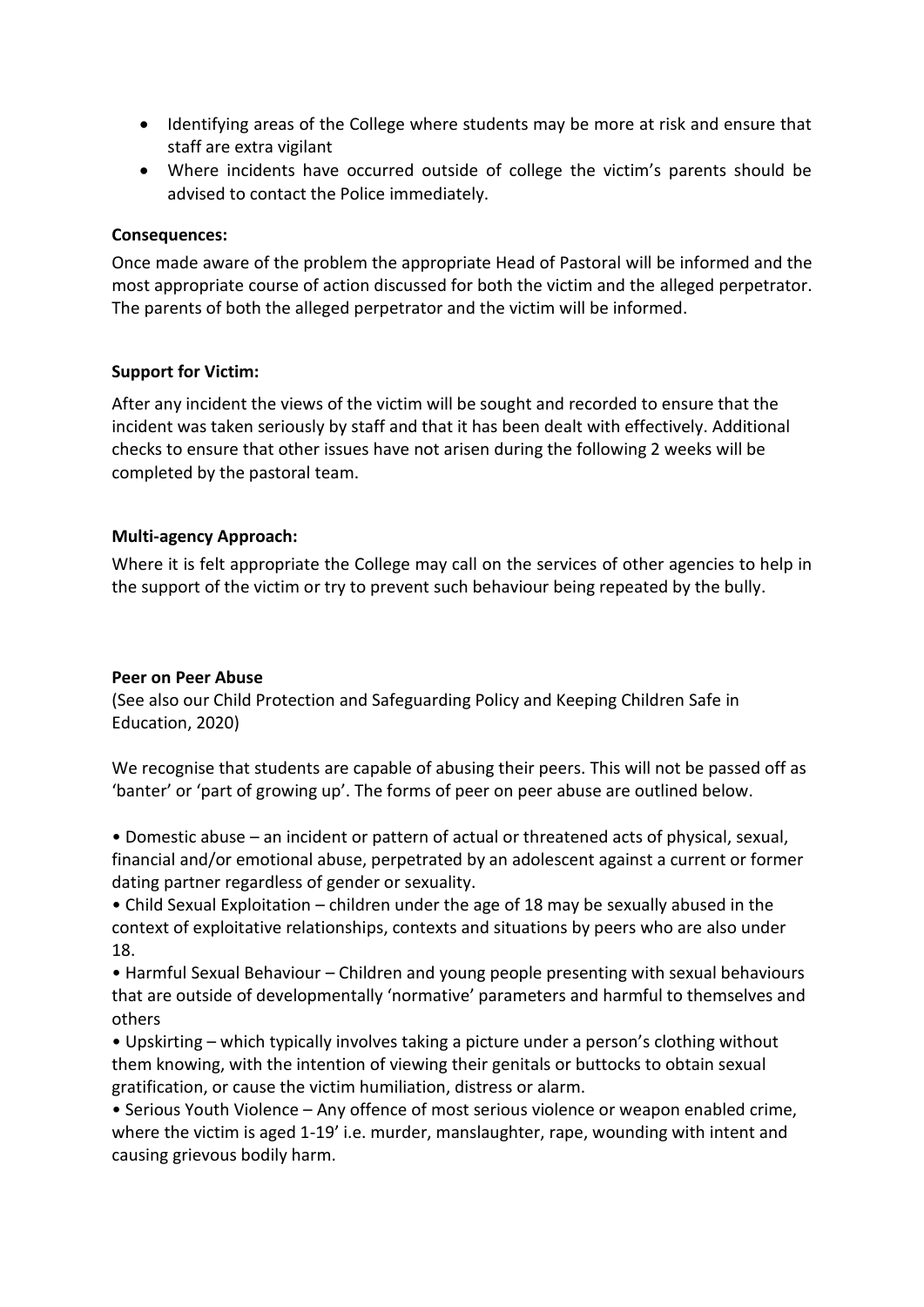- Identifying areas of the College where students may be more at risk and ensure that staff are extra vigilant
- Where incidents have occurred outside of college the victim's parents should be advised to contact the Police immediately.

**Consequences:**

Once made aware of the problem the appropriate Head of Pastoral will be informed and the most appropriate course of action discussed for both the victim and the alleged perpetrator. The parents of both the alleged perpetrator and the victim will be informed.

**Support for Victim:**

After any incident the views of the victim will be sought and recorded to ensure that the incident was taken seriously by staff and that it has been dealt with effectively. Additional checks to ensure that other issues have not arisen during the following 2 weeks will be completed by the pastoral team.

**Multi-agency Approach:**

Where it is felt appropriate the College may call on the services of other agencies to help in the support of the victim or try to prevent such behaviour being repeated by the bully.

**Peer on Peer Abuse**

(See also our Child Protection and Safeguarding Policy and Keeping Children Safe in Education, 2020)

We recognise that students are capable of abusing their peers. This will not be passed off as 'banter' or 'part of growing up'. The forms of peer on peer abuse are outlined below.

• Domestic abuse – an incident or pattern of actual or threatened acts of physical, sexual, financial and/or emotional abuse, perpetrated by an adolescent against a current or former dating partner regardless of gender or sexuality.

• Child Sexual Exploitation – children under the age of 18 may be sexually abused in the context of exploitative relationships, contexts and situations by peers who are also under 18.

• Harmful Sexual Behaviour – Children and young people presenting with sexual behaviours that are outside of developmentally 'normative' parameters and harmful to themselves and others

• Upskirting – which typically involves taking a picture under a person's clothing without them knowing, with the intention of viewing their genitals or buttocks to obtain sexual gratification, or cause the victim humiliation, distress or alarm.

• Serious Youth Violence – Any offence of most serious violence or weapon enabled crime, where the victim is aged 1-19' i.e. murder, manslaughter, rape, wounding with intent and causing grievous bodily harm.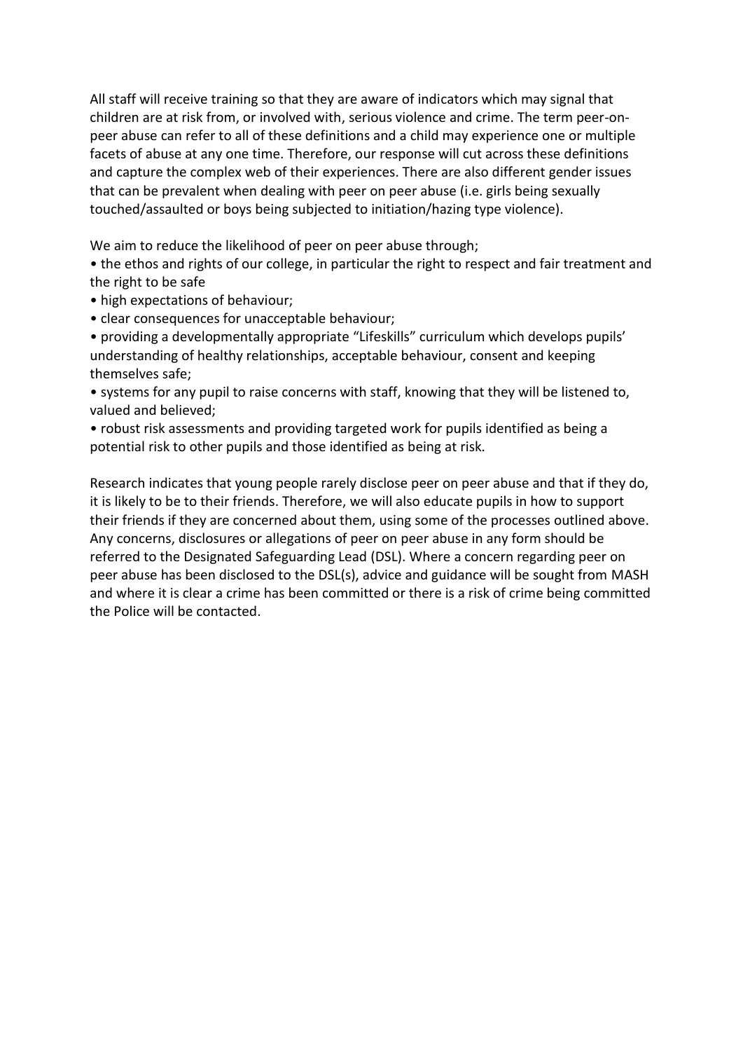All staff will receive training so that they are aware of indicators which may signal that children are at risk from, or involved with, serious violence and crime. The term peer-on-peer abuse can refer to all of these definitions and a child may experience one or multiple facets of abuse at any one time. Therefore, our response will cut across these definitions and capture the complex web of their experiences. There are also different gender issues that can be prevalent when dealing with peer on peer abuse (i.e. girls being sexually touched/assaulted or boys being subjected to initiation/hazing type violence).

We aim to reduce the likelihood of peer on peer abuse through;

- the ethos and rights of our college, in particular the right to respect and fair treatment and the right to be safe
- high expectations of behaviour;
- clear consequences for unacceptable behaviour;
- providing a developmentally appropriate "Lifeskills" curriculum which develops pupils' understanding of healthy relationships, acceptable behaviour, consent and keeping themselves safe;
- systems for any pupil to raise concerns with staff, knowing that they will be listened to, valued and believed;
- robust risk assessments and providing targeted work for pupils identified as being a potential risk to other pupils and those identified as being at risk.

Research indicates that young people rarely disclose peer on peer abuse and that if they do, it is likely to be to their friends. Therefore, we will also educate pupils in how to support their friends if they are concerned about them, using some of the processes outlined above. Any concerns, disclosures or allegations of peer on peer abuse in any form should be referred to the Designated Safeguarding Lead (DSL). Where a concern regarding peer on peer abuse has been disclosed to the DSL(s), advice and guidance will be sought from MASH and where it is clear a crime has been committed or there is a risk of crime being committed the Police will be contacted.